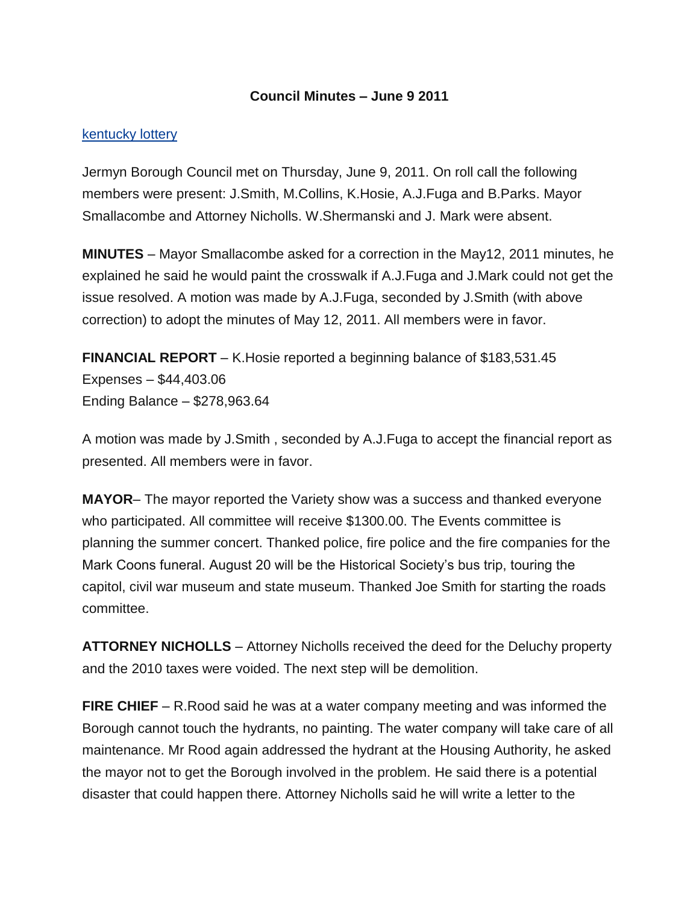# Council Minutes – June 9 2011

[kentucky lottery]()

Jermyn Borough Council met on Thursday, June 9, 2011. On roll call the following members were present: J.Smith, M.Collins, K.Hosie, A.J.Fuga and B.Parks. Mayor Smallacombe and Attorney Nicholls. W.Shermanski and J. Mark were absent.

**MINUTES** – Mayor Smallacombe asked for a correction in the May12, 2011 minutes, he explained he said he would paint the crosswalk if A.J.Fuga and J.Mark could not get the issue resolved. A motion was made by A.J.Fuga, seconded by J.Smith (with above correction) to adopt the minutes of May 12, 2011. All members were in favor.

**FINANCIAL REPORT** – K.Hosie reported a beginning balance of $183,531.45
Expenses – $44,403.06
Ending Balance – $278,963.64

A motion was made by J.Smith , seconded by A.J.Fuga to accept the financial report as presented. All members were in favor.

**MAYOR**– The mayor reported the Variety show was a success and thanked everyone who participated. All committee will receive $1300.00. The Events committee is planning the summer concert. Thanked police, fire police and the fire companies for the Mark Coons funeral. August 20 will be the Historical Society's bus trip, touring the capitol, civil war museum and state museum. Thanked Joe Smith for starting the roads committee.

**ATTORNEY NICHOLLS** – Attorney Nicholls received the deed for the Deluchy property and the 2010 taxes were voided. The next step will be demolition.

**FIRE CHIEF** – R.Rood said he was at a water company meeting and was informed the Borough cannot touch the hydrants, no painting. The water company will take care of all maintenance. Mr Rood again addressed the hydrant at the Housing Authority, he asked the mayor not to get the Borough involved in the problem. He said there is a potential disaster that could happen there. Attorney Nicholls said he will write a letter to the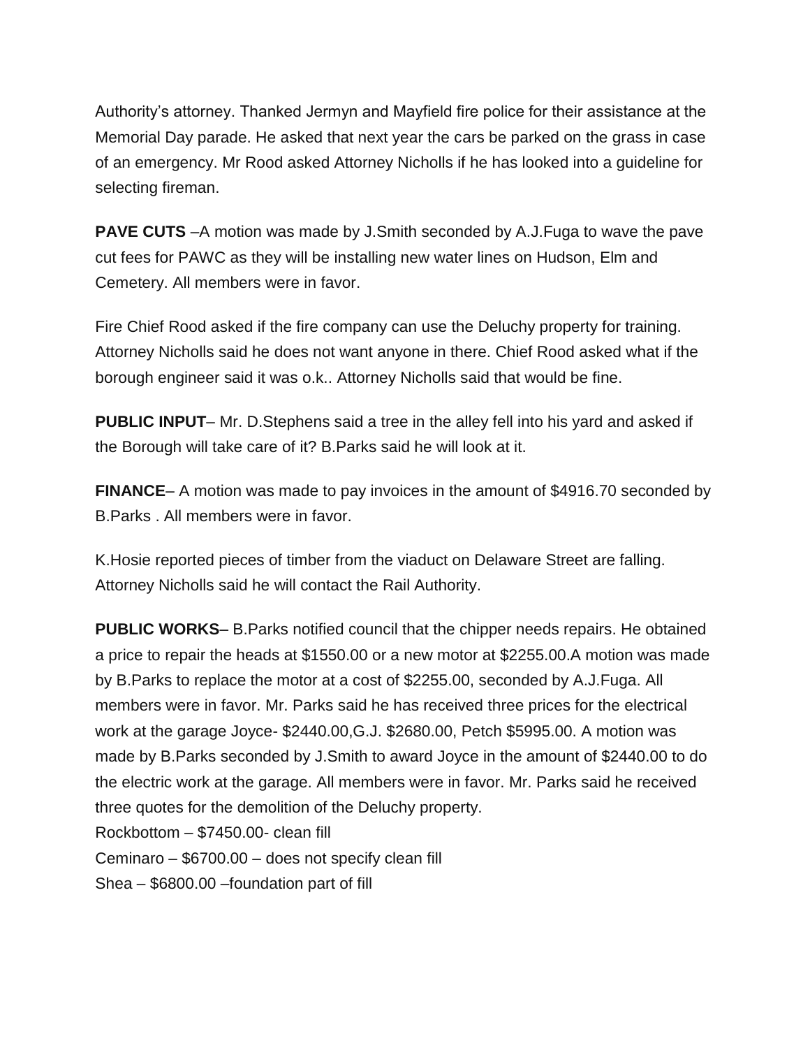Authority's attorney. Thanked Jermyn and Mayfield fire police for their assistance at the Memorial Day parade. He asked that next year the cars be parked on the grass in case of an emergency. Mr Rood asked Attorney Nicholls if he has looked into a guideline for selecting fireman.

**PAVE CUTS** –A motion was made by J.Smith seconded by A.J.Fuga to wave the pave cut fees for PAWC as they will be installing new water lines on Hudson, Elm and Cemetery. All members were in favor.

Fire Chief Rood asked if the fire company can use the Deluchy property for training. Attorney Nicholls said he does not want anyone in there. Chief Rood asked what if the borough engineer said it was o.k.. Attorney Nicholls said that would be fine.

**PUBLIC INPUT**– Mr. D.Stephens said a tree in the alley fell into his yard and asked if the Borough will take care of it? B.Parks said he will look at it.

**FINANCE**– A motion was made to pay invoices in the amount of $4916.70 seconded by B.Parks . All members were in favor.

K.Hosie reported pieces of timber from the viaduct on Delaware Street are falling. Attorney Nicholls said he will contact the Rail Authority.

**PUBLIC WORKS**– B.Parks notified council that the chipper needs repairs. He obtained a price to repair the heads at $1550.00 or a new motor at $2255.00.A motion was made by B.Parks to replace the motor at a cost of $2255.00, seconded by A.J.Fuga. All members were in favor. Mr. Parks said he has received three prices for the electrical work at the garage Joyce- $2440.00,G.J. $2680.00, Petch $5995.00. A motion was made by B.Parks seconded by J.Smith to award Joyce in the amount of $2440.00 to do the electric work at the garage. All members were in favor. Mr. Parks said he received three quotes for the demolition of the Deluchy property.
Rockbottom – $7450.00- clean fill
Ceminaro – $6700.00 – does not specify clean fill
Shea – $6800.00 –foundation part of fill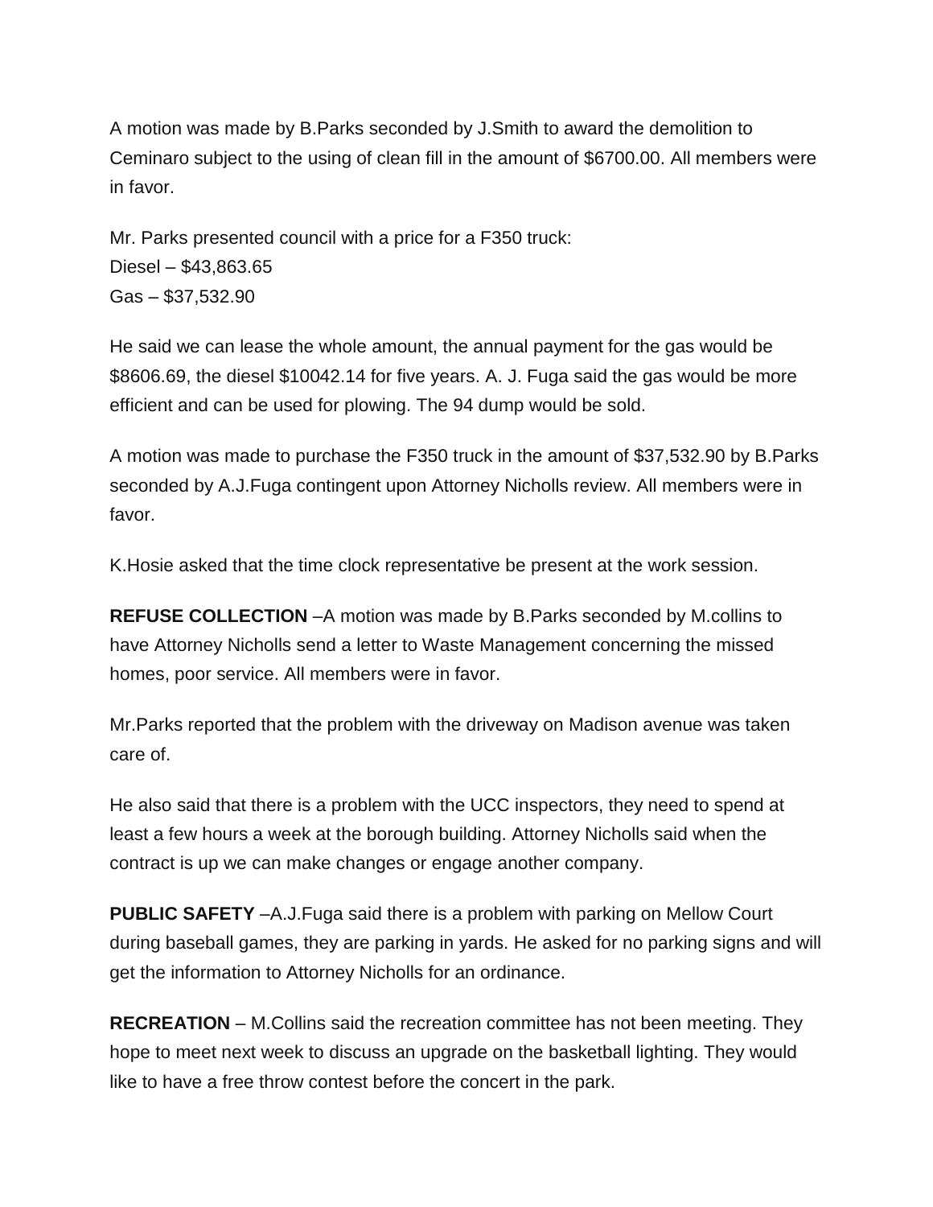A motion was made by B.Parks seconded by J.Smith to award the demolition to Ceminaro subject to the using of clean fill in the amount of $6700.00. All members were in favor.

Mr. Parks presented council with a price for a F350 truck:
Diesel – $43,863.65
Gas – $37,532.90

He said we can lease the whole amount, the annual payment for the gas would be $8606.69, the diesel $10042.14 for five years. A. J. Fuga said the gas would be more efficient and can be used for plowing. The 94 dump would be sold.

A motion was made to purchase the F350 truck in the amount of $37,532.90 by B.Parks seconded by A.J.Fuga contingent upon Attorney Nicholls review. All members were in favor.

K.Hosie asked that the time clock representative be present at the work session.

**REFUSE COLLECTION** –A motion was made by B.Parks seconded by M.collins to have Attorney Nicholls send a letter to Waste Management concerning the missed homes, poor service. All members were in favor.

Mr.Parks reported that the problem with the driveway on Madison avenue was taken care of.

He also said that there is a problem with the UCC inspectors, they need to spend at least a few hours a week at the borough building. Attorney Nicholls said when the contract is up we can make changes or engage another company.

**PUBLIC SAFETY** –A.J.Fuga said there is a problem with parking on Mellow Court during baseball games, they are parking in yards. He asked for no parking signs and will get the information to Attorney Nicholls for an ordinance.

**RECREATION** – M.Collins said the recreation committee has not been meeting. They hope to meet next week to discuss an upgrade on the basketball lighting. They would like to have a free throw contest before the concert in the park.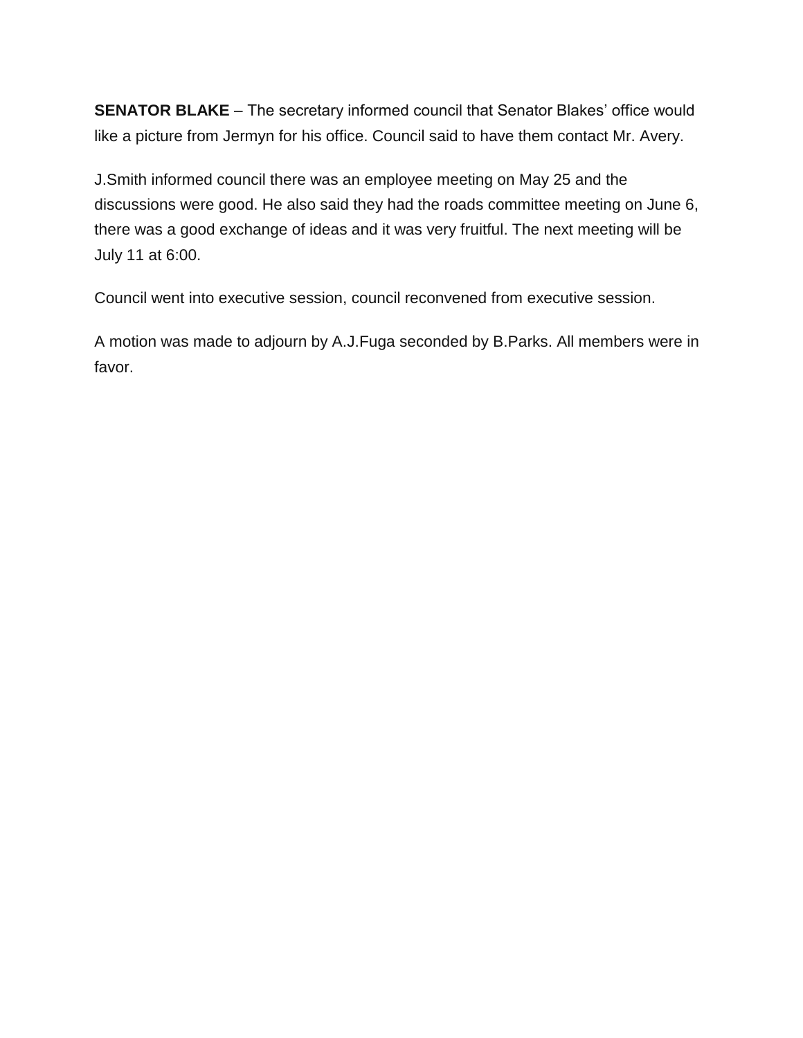**SENATOR BLAKE** – The secretary informed council that Senator Blakes' office would like a picture from Jermyn for his office. Council said to have them contact Mr. Avery.

J.Smith informed council there was an employee meeting on May 25 and the discussions were good. He also said they had the roads committee meeting on June 6, there was a good exchange of ideas and it was very fruitful. The next meeting will be July 11 at 6:00.

Council went into executive session, council reconvened from executive session.

A motion was made to adjourn by A.J.Fuga seconded by B.Parks. All members were in favor.